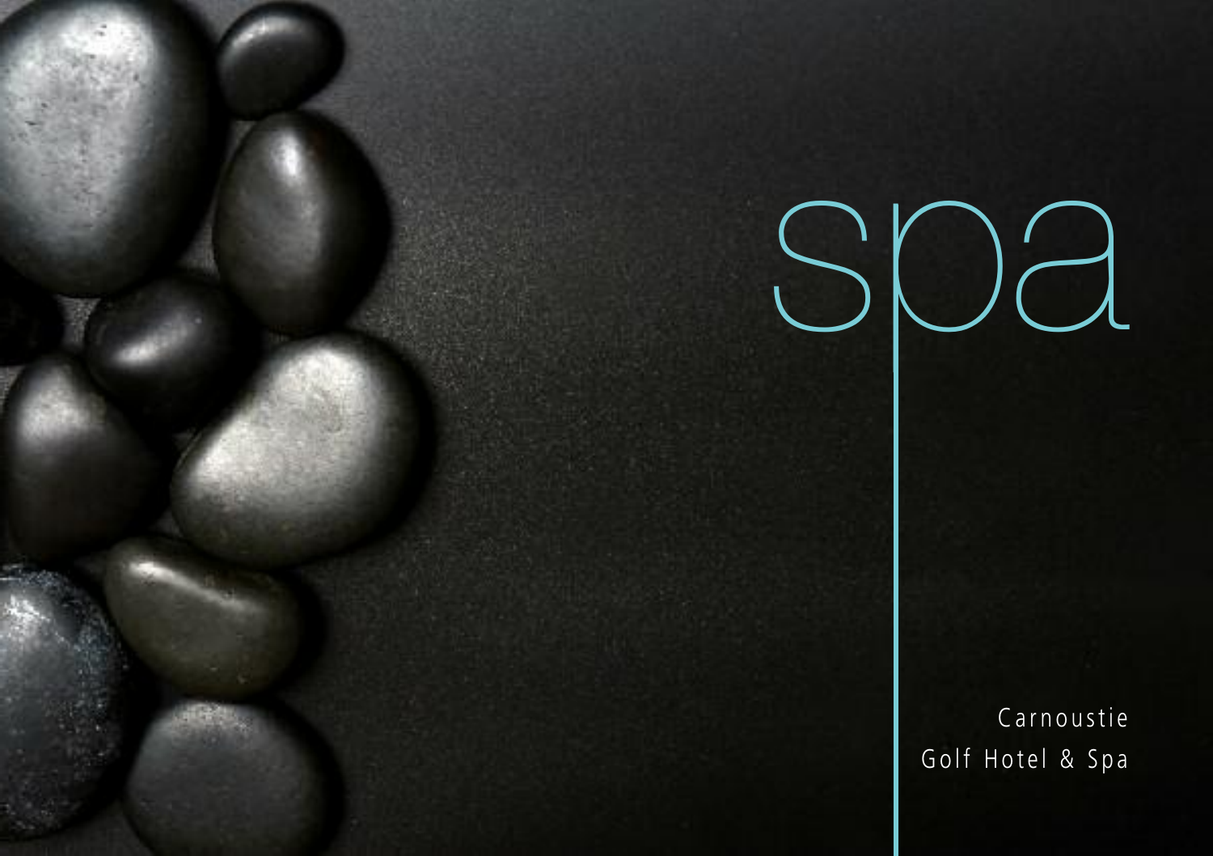# spa

Carnoustie
Golf Hotel & Spa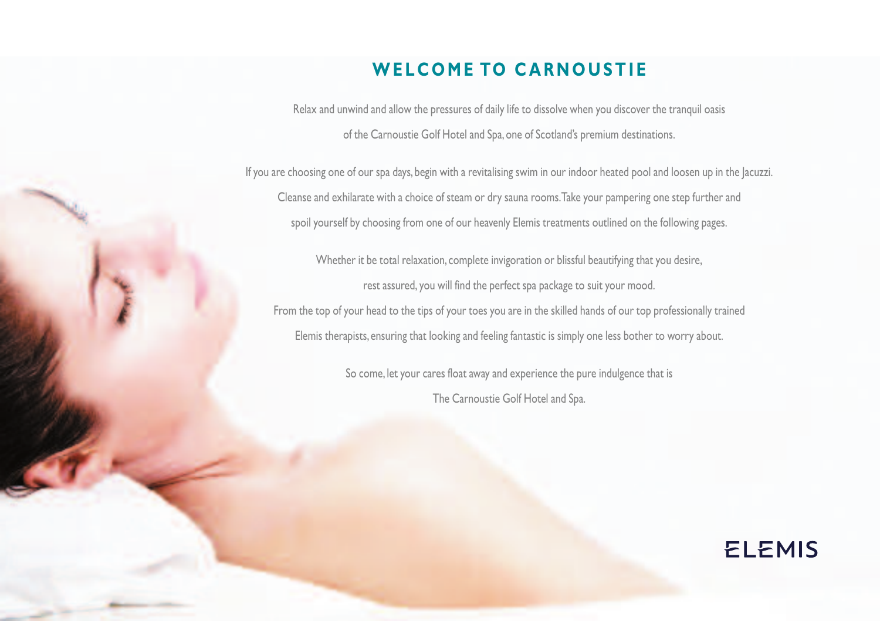# WELCOME TO CARNOUSTIE

Relax and unwind and allow the pressures of daily life to dissolve when you discover the tranquil oasis of the Carnoustie Golf Hotel and Spa, one of Scotland's premium destinations.

If you are choosing one of our spa days, begin with a revitalising swim in our indoor heated pool and loosen up in the Jacuzzi. Cleanse and exhilarate with a choice of steam or dry sauna rooms. Take your pampering one step further and spoil yourself by choosing from one of our heavenly Elemis treatments outlined on the following pages.

Whether it be total relaxation, complete invigoration or blissful beautifying that you desire, rest assured, you will find the perfect spa package to suit your mood. From the top of your head to the tips of your toes you are in the skilled hands of our top professionally trained Elemis therapists, ensuring that looking and feeling fantastic is simply one less bother to worry about.

So come, let your cares float away and experience the pure indulgence that is The Carnoustie Golf Hotel and Spa.

ELEMIS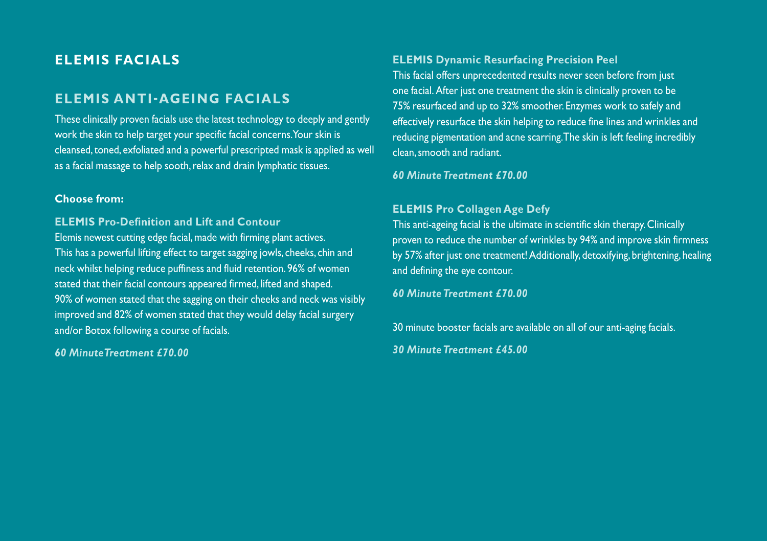# ELEMIS FACIALS

## ELEMIS ANTI-AGEING FACIALS

These clinically proven facials use the latest technology to deeply and gently work the skin to help target your specific facial concerns. Your skin is cleansed, toned, exfoliated and a powerful prescripted mask is applied as well as a facial massage to help sooth, relax and drain lymphatic tissues.

**Choose from:**

### ELEMIS Pro-Definition and Lift and Contour

Elemis newest cutting edge facial, made with firming plant actives. This has a powerful lifting effect to target sagging jowls, cheeks, chin and neck whilst helping reduce puffiness and fluid retention. 96% of women stated that their facial contours appeared firmed, lifted and shaped. 90% of women stated that the sagging on their cheeks and neck was visibly improved and 82% of women stated that they would delay facial surgery and/or Botox following a course of facials.

***60 Minute Treatment £70.00***

### ELEMIS Dynamic Resurfacing Precision Peel

This facial offers unprecedented results never seen before from just one facial. After just one treatment the skin is clinically proven to be 75% resurfaced and up to 32% smoother. Enzymes work to safely and effectively resurface the skin helping to reduce fine lines and wrinkles and reducing pigmentation and acne scarring. The skin is left feeling incredibly clean, smooth and radiant.

***60 Minute Treatment £70.00***

### ELEMIS Pro Collagen Age Defy

This anti-ageing facial is the ultimate in scientific skin therapy. Clinically proven to reduce the number of wrinkles by 94% and improve skin firmness by 57% after just one treatment! Additionally, detoxifying, brightening, healing and defining the eye contour.

***60 Minute Treatment £70.00***

30 minute booster facials are available on all of our anti-aging facials.

***30 Minute Treatment £45.00***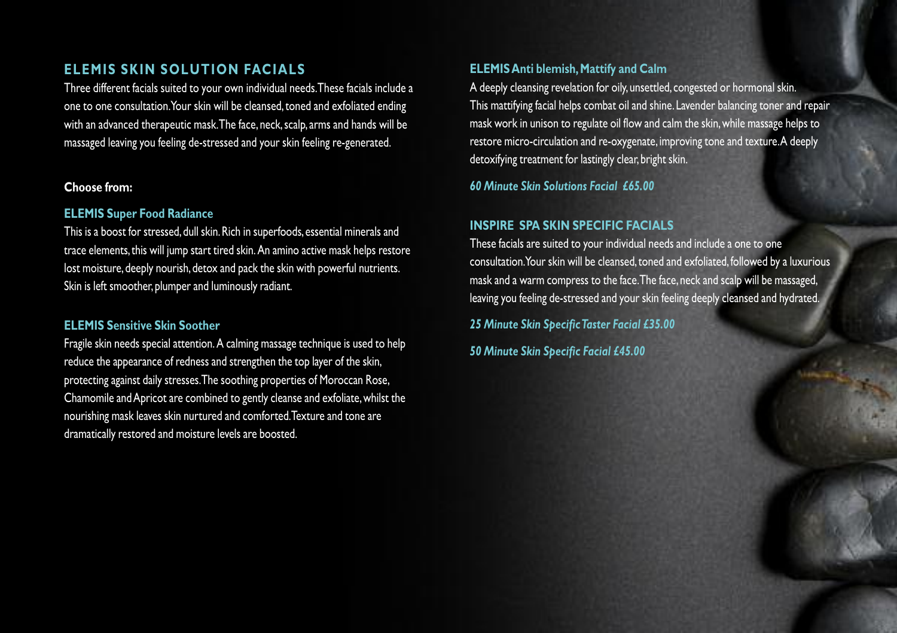## ELEMIS SKIN SOLUTION FACIALS

Three different facials suited to your own individual needs. These facials include a one to one consultation. Your skin will be cleansed, toned and exfoliated ending with an advanced therapeutic mask. The face, neck, scalp, arms and hands will be massaged leaving you feeling de-stressed and your skin feeling re-generated.

**Choose from:**

### ELEMIS Super Food Radiance

This is a boost for stressed, dull skin. Rich in superfoods, essential minerals and trace elements, this will jump start tired skin. An amino active mask helps restore lost moisture, deeply nourish, detox and pack the skin with powerful nutrients. Skin is left smoother, plumper and luminously radiant.

### ELEMIS Sensitive Skin Soother

Fragile skin needs special attention. A calming massage technique is used to help reduce the appearance of redness and strengthen the top layer of the skin, protecting against daily stresses. The soothing properties of Moroccan Rose, Chamomile and Apricot are combined to gently cleanse and exfoliate, whilst the nourishing mask leaves skin nurtured and comforted. Texture and tone are dramatically restored and moisture levels are boosted.

### ELEMIS Anti blemish, Mattify and Calm

A deeply cleansing revelation for oily, unsettled, congested or hormonal skin. This mattifying facial helps combat oil and shine. Lavender balancing toner and repair mask work in unison to regulate oil flow and calm the skin, while massage helps to restore micro-circulation and re-oxygenate, improving tone and texture. A deeply detoxifying treatment for lastingly clear, bright skin.

*60 Minute Skin Solutions Facial £65.00*

## INSPIRE SPA SKIN SPECIFIC FACIALS

These facials are suited to your individual needs and include a one to one consultation. Your skin will be cleansed, toned and exfoliated, followed by a luxurious mask and a warm compress to the face. The face, neck and scalp will be massaged, leaving you feeling de-stressed and your skin feeling deeply cleansed and hydrated.

*25 Minute Skin Specific Taster Facial £35.00*

*50 Minute Skin Specific Facial £45.00*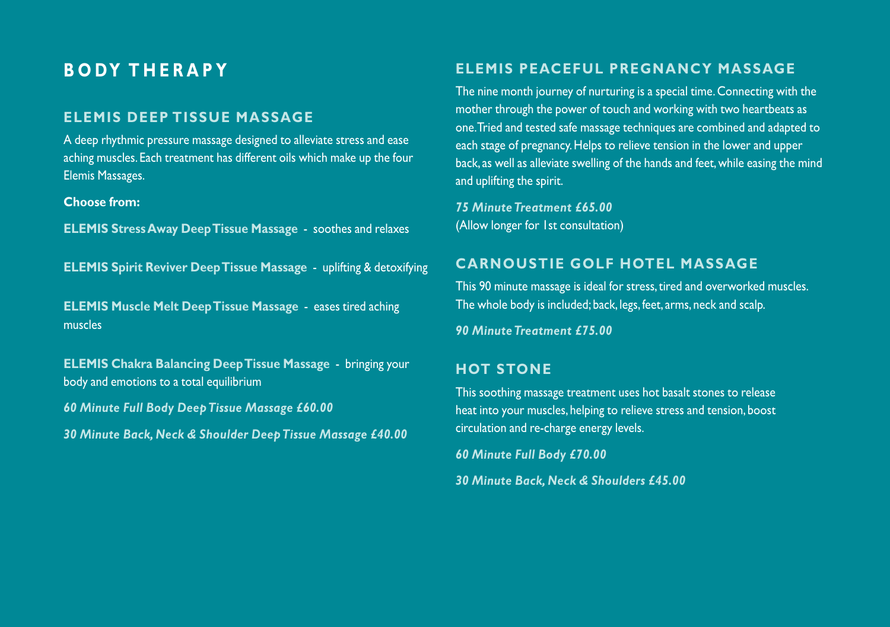# BODY THERAPY

## ELEMIS DEEP TISSUE MASSAGE

A deep rhythmic pressure massage designed to alleviate stress and ease aching muscles. Each treatment has different oils which make up the four Elemis Massages.

**Choose from:**

**ELEMIS Stress Away Deep Tissue Massage** - soothes and relaxes

**ELEMIS Spirit Reviver Deep Tissue Massage** - uplifting & detoxifying

**ELEMIS Muscle Melt Deep Tissue Massage** - eases tired aching muscles

**ELEMIS Chakra Balancing Deep Tissue Massage** - bringing your body and emotions to a total equilibrium

***60 Minute Full Body Deep Tissue Massage £60.00***

***30 Minute Back, Neck & Shoulder Deep Tissue Massage £40.00***

## ELEMIS PEACEFUL PREGNANCY MASSAGE

The nine month journey of nurturing is a special time. Connecting with the mother through the power of touch and working with two heartbeats as one. Tried and tested safe massage techniques are combined and adapted to each stage of pregnancy. Helps to relieve tension in the lower and upper back, as well as alleviate swelling of the hands and feet, while easing the mind and uplifting the spirit.

***75 Minute Treatment £65.00***
(Allow longer for 1st consultation)

## CARNOUSTIE GOLF HOTEL MASSAGE

This 90 minute massage is ideal for stress, tired and overworked muscles. The whole body is included; back, legs, feet, arms, neck and scalp.

***90 Minute Treatment £75.00***

## HOT STONE

This soothing massage treatment uses hot basalt stones to release heat into your muscles, helping to relieve stress and tension, boost circulation and re-charge energy levels.

***60 Minute Full Body £70.00***

***30 Minute Back, Neck & Shoulders £45.00***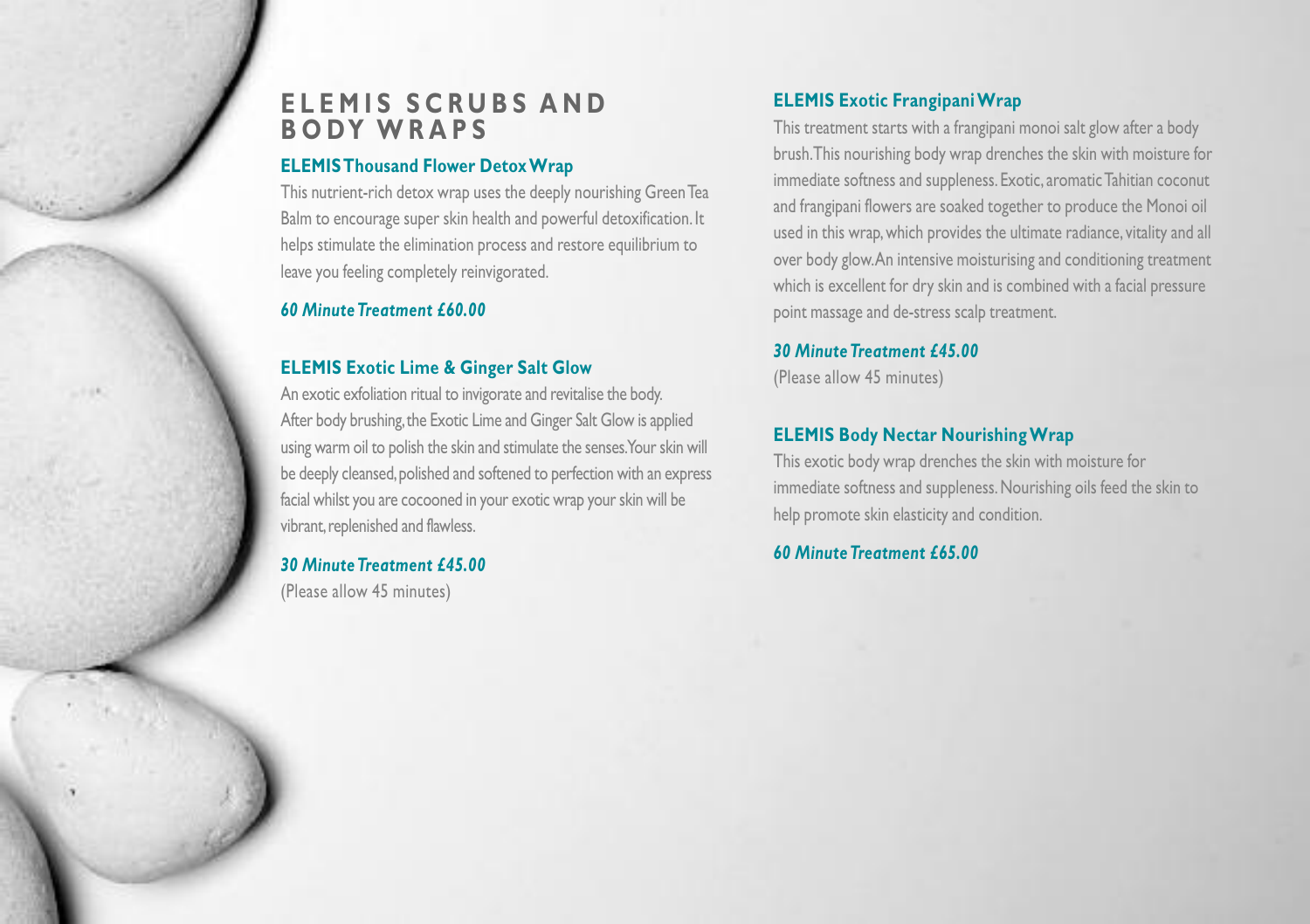# ELEMIS SCRUBS AND BODY WRAPS

## ELEMIS Thousand Flower Detox Wrap

This nutrient-rich detox wrap uses the deeply nourishing Green Tea Balm to encourage super skin health and powerful detoxification. It helps stimulate the elimination process and restore equilibrium to leave you feeling completely reinvigorated.

***60 Minute Treatment £60.00***

## ELEMIS Exotic Lime & Ginger Salt Glow

An exotic exfoliation ritual to invigorate and revitalise the body. After body brushing, the Exotic Lime and Ginger Salt Glow is applied using warm oil to polish the skin and stimulate the senses. Your skin will be deeply cleansed, polished and softened to perfection with an express facial whilst you are cocooned in your exotic wrap your skin will be vibrant, replenished and flawless.

***30 Minute Treatment £45.00***
(Please allow 45 minutes)

## ELEMIS Exotic Frangipani Wrap

This treatment starts with a frangipani monoi salt glow after a body brush. This nourishing body wrap drenches the skin with moisture for immediate softness and suppleness. Exotic, aromatic Tahitian coconut and frangipani flowers are soaked together to produce the Monoi oil used in this wrap, which provides the ultimate radiance, vitality and all over body glow. An intensive moisturising and conditioning treatment which is excellent for dry skin and is combined with a facial pressure point massage and de-stress scalp treatment.

***30 Minute Treatment £45.00***
(Please allow 45 minutes)

## ELEMIS Body Nectar Nourishing Wrap

This exotic body wrap drenches the skin with moisture for immediate softness and suppleness. Nourishing oils feed the skin to help promote skin elasticity and condition.

***60 Minute Treatment £65.00***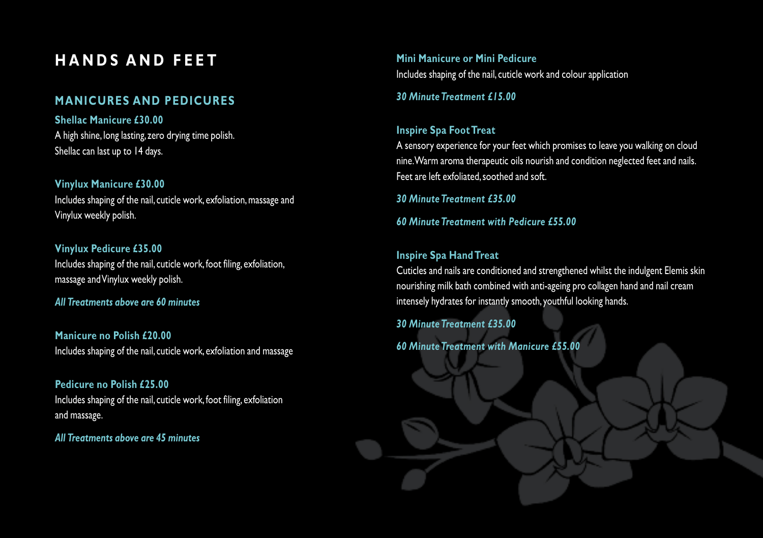# HANDS AND FEET

## MANICURES AND PEDICURES

**Shellac Manicure £30.00**

A high shine, long lasting, zero drying time polish.
Shellac can last up to 14 days.

**Vinylux Manicure £30.00**

Includes shaping of the nail, cuticle work, exfoliation, massage and Vinylux weekly polish.

**Vinylux Pedicure £35.00**

Includes shaping of the nail, cuticle work, foot filing, exfoliation, massage and Vinylux weekly polish.

***All Treatments above are 60 minutes***

**Manicure no Polish £20.00**

Includes shaping of the nail, cuticle work, exfoliation and massage

**Pedicure no Polish £25.00**

Includes shaping of the nail, cuticle work, foot filing, exfoliation and massage.

***All Treatments above are 45 minutes***

**Mini Manicure or Mini Pedicure**

Includes shaping of the nail, cuticle work and colour application

***30 Minute Treatment £15.00***

**Inspire Spa Foot Treat**

A sensory experience for your feet which promises to leave you walking on cloud nine. Warm aroma therapeutic oils nourish and condition neglected feet and nails. Feet are left exfoliated, soothed and soft.

***30 Minute Treatment £35.00***

***60 Minute Treatment with Pedicure £55.00***

**Inspire Spa Hand Treat**

Cuticles and nails are conditioned and strengthened whilst the indulgent Elemis skin nourishing milk bath combined with anti-ageing pro collagen hand and nail cream intensely hydrates for instantly smooth, youthful looking hands.

***30 Minute Treatment £35.00***

***60 Minute Treatment with Manicure £55.00***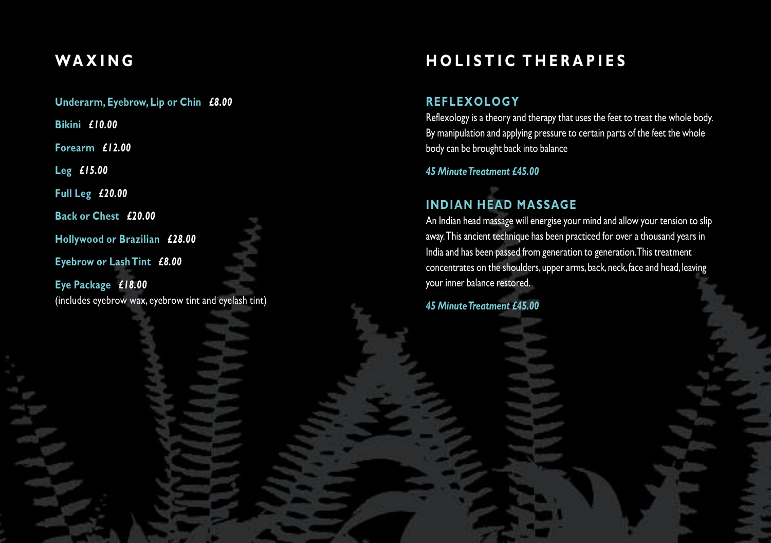## WAXING

**Underarm, Eyebrow, Lip or Chin** ***£8.00***

**Bikini** ***£10.00***

**Forearm** ***£12.00***

**Leg** ***£15.00***

**Full Leg** ***£20.00***

**Back or Chest** ***£20.00***

**Hollywood or Brazilian** ***£28.00***

**Eyebrow or Lash Tint** ***£8.00***

**Eye Package** ***£18.00***
(includes eyebrow wax, eyebrow tint and eyelash tint)

## HOLISTIC THERAPIES

### REFLEXOLOGY

Reflexology is a theory and therapy that uses the feet to treat the whole body. By manipulation and applying pressure to certain parts of the feet the whole body can be brought back into balance

*45 Minute Treatment £45.00*

### INDIAN HEAD MASSAGE

An Indian head massage will energise your mind and allow your tension to slip away. This ancient technique has been practiced for over a thousand years in India and has been passed from generation to generation. This treatment concentrates on the shoulders, upper arms, back, neck, face and head, leaving your inner balance restored.

*45 Minute Treatment £45.00*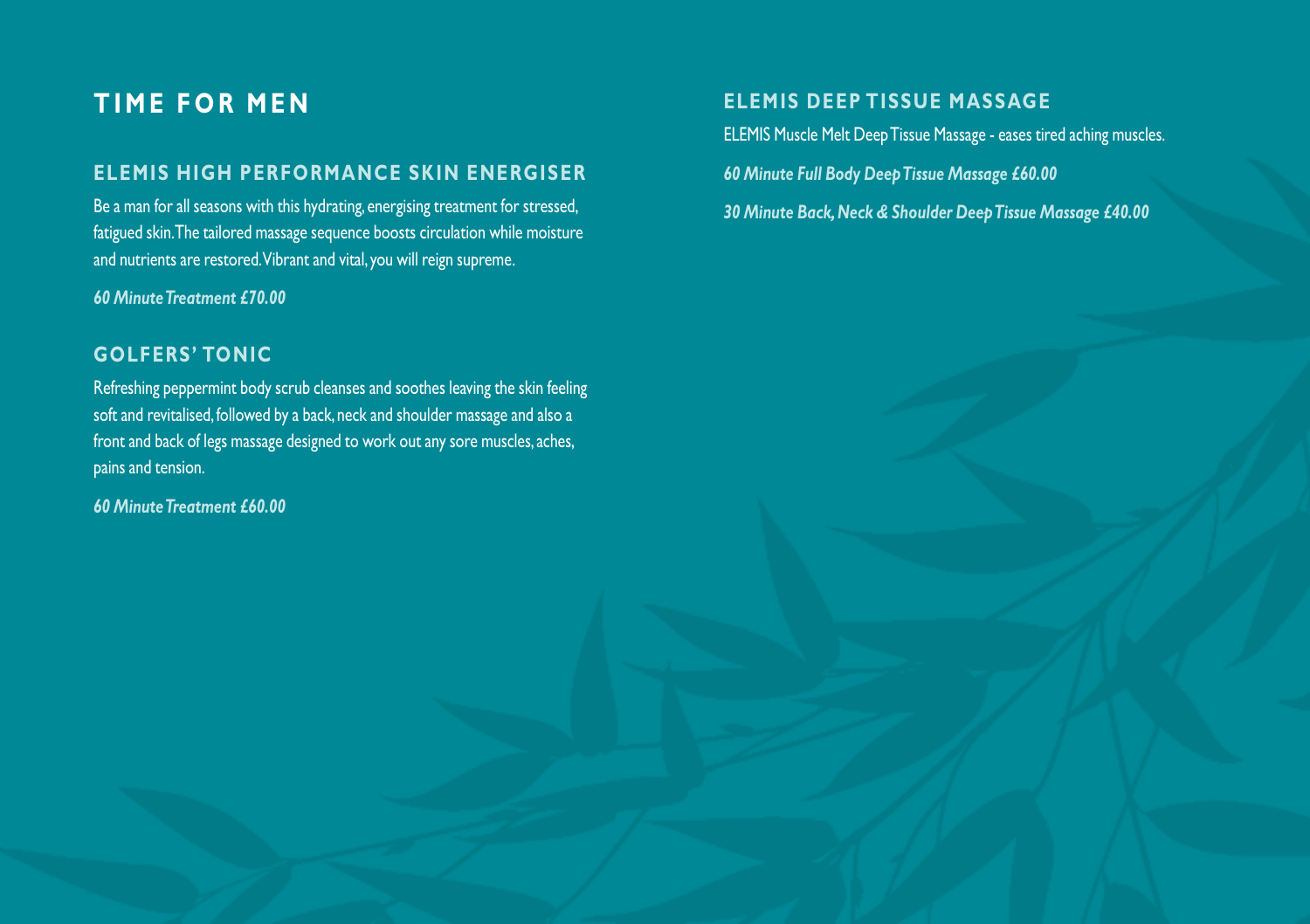# TIME FOR MEN

## ELEMIS HIGH PERFORMANCE SKIN ENERGISER

Be a man for all seasons with this hydrating, energising treatment for stressed, fatigued skin. The tailored massage sequence boosts circulation while moisture and nutrients are restored. Vibrant and vital, you will reign supreme.

***60 Minute Treatment £70.00***

## GOLFERS' TONIC

Refreshing peppermint body scrub cleanses and soothes leaving the skin feeling soft and revitalised, followed by a back, neck and shoulder massage and also a front and back of legs massage designed to work out any sore muscles, aches, pains and tension.

***60 Minute Treatment £60.00***

## ELEMIS DEEP TISSUE MASSAGE

ELEMIS Muscle Melt Deep Tissue Massage - eases tired aching muscles.

***60 Minute Full Body Deep Tissue Massage £60.00***

***30 Minute Back, Neck & Shoulder Deep Tissue Massage £40.00***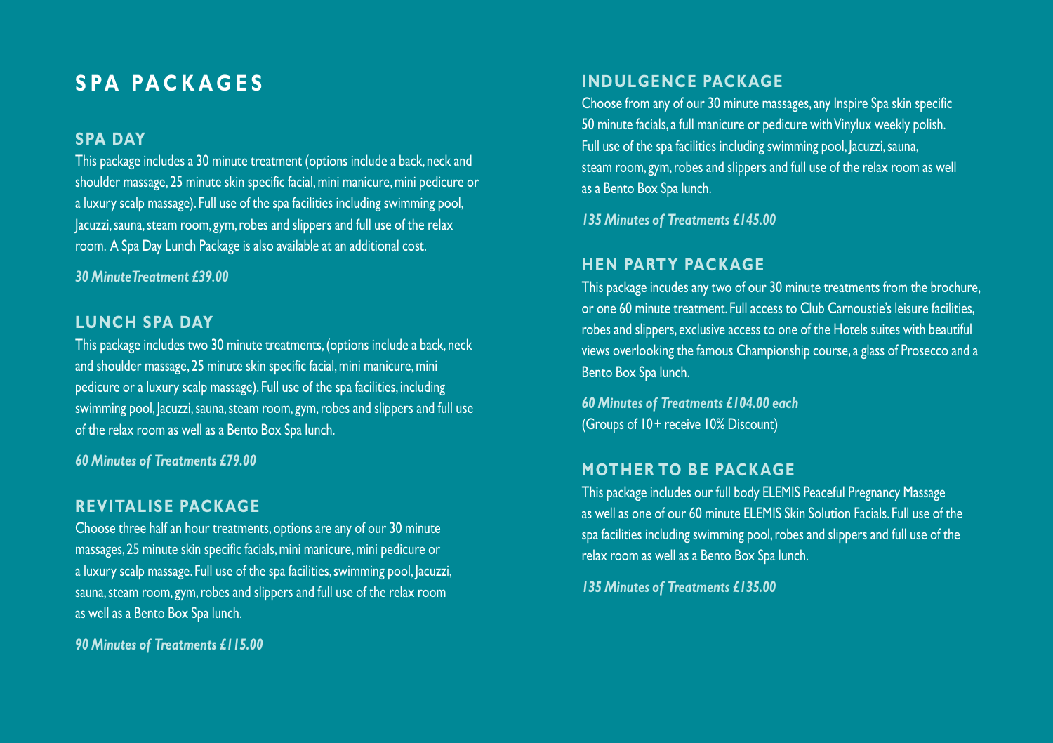# SPA PACKAGES

## SPA DAY

This package includes a 30 minute treatment (options include a back, neck and shoulder massage, 25 minute skin specific facial, mini manicure, mini pedicure or a luxury scalp massage). Full use of the spa facilities including swimming pool, Jacuzzi, sauna, steam room, gym, robes and slippers and full use of the relax room. A Spa Day Lunch Package is also available at an additional cost.

***30 MinuteTreatment £39.00***

## LUNCH SPA DAY

This package includes two 30 minute treatments, (options include a back, neck and shoulder massage, 25 minute skin specific facial, mini manicure, mini pedicure or a luxury scalp massage). Full use of the spa facilities, including swimming pool, Jacuzzi, sauna, steam room, gym, robes and slippers and full use of the relax room as well as a Bento Box Spa lunch.

***60 Minutes of Treatments £79.00***

## REVITALISE PACKAGE

Choose three half an hour treatments, options are any of our 30 minute massages, 25 minute skin specific facials, mini manicure, mini pedicure or a luxury scalp massage. Full use of the spa facilities, swimming pool, Jacuzzi, sauna, steam room, gym, robes and slippers and full use of the relax room as well as a Bento Box Spa lunch.

***90 Minutes of Treatments £115.00***

## INDULGENCE PACKAGE

Choose from any of our 30 minute massages, any Inspire Spa skin specific 50 minute facials, a full manicure or pedicure with Vinylux weekly polish. Full use of the spa facilities including swimming pool, Jacuzzi, sauna, steam room, gym, robes and slippers and full use of the relax room as well as a Bento Box Spa lunch.

***135 Minutes of Treatments £145.00***

## HEN PARTY PACKAGE

This package incudes any two of our 30 minute treatments from the brochure, or one 60 minute treatment. Full access to Club Carnoustie's leisure facilities, robes and slippers, exclusive access to one of the Hotels suites with beautiful views overlooking the famous Championship course, a glass of Prosecco and a Bento Box Spa lunch.

***60 Minutes of Treatments £104.00 each***
(Groups of 10+ receive 10% Discount)

## MOTHER TO BE PACKAGE

This package includes our full body ELEMIS Peaceful Pregnancy Massage as well as one of our 60 minute ELEMIS Skin Solution Facials. Full use of the spa facilities including swimming pool, robes and slippers and full use of the relax room as well as a Bento Box Spa lunch.

***135 Minutes of Treatments £135.00***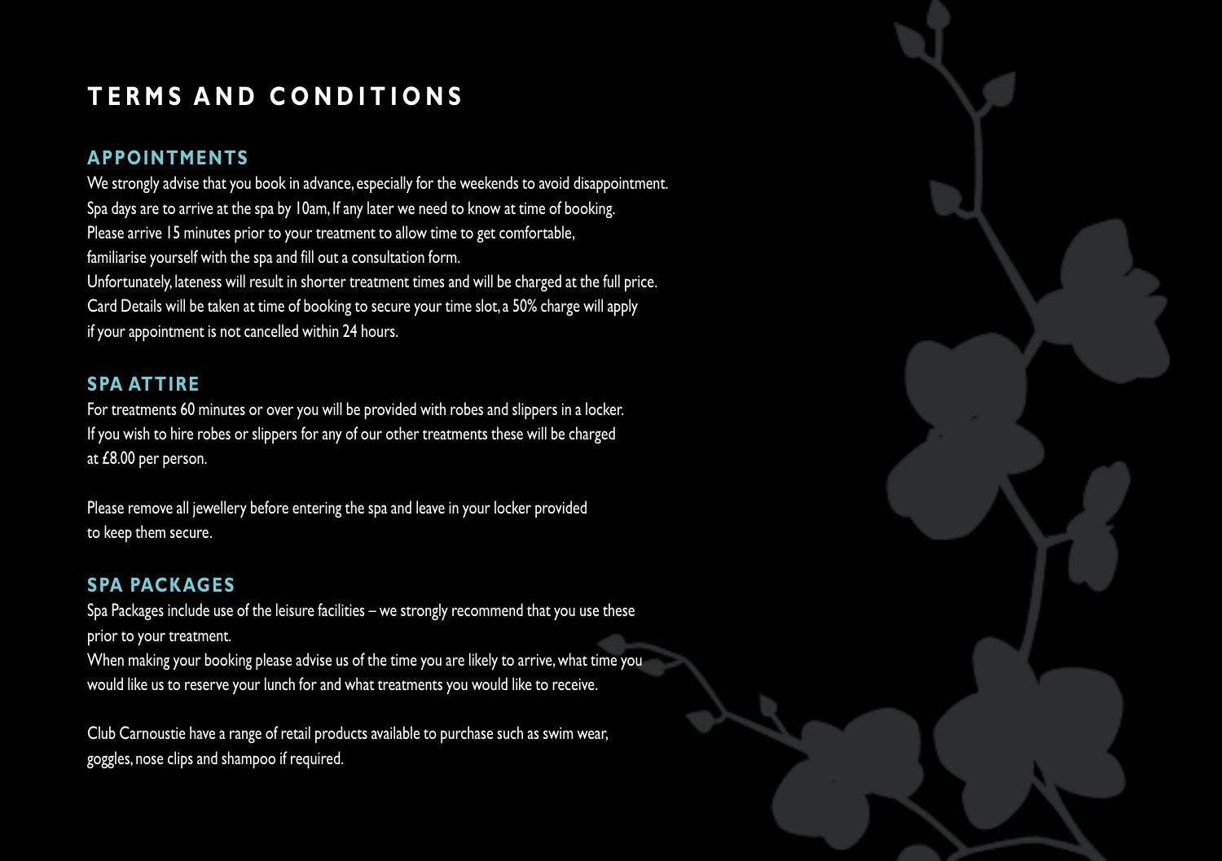# TERMS AND CONDITIONS

## APPOINTMENTS

We strongly advise that you book in advance, especially for the weekends to avoid disappointment. Spa days are to arrive at the spa by 10am, If any later we need to know at time of booking. Please arrive 15 minutes prior to your treatment to allow time to get comfortable, familiarise yourself with the spa and fill out a consultation form.
Unfortunately, lateness will result in shorter treatment times and will be charged at the full price. Card Details will be taken at time of booking to secure your time slot, a 50% charge will apply if your appointment is not cancelled within 24 hours.

## SPA ATTIRE

For treatments 60 minutes or over you will be provided with robes and slippers in a locker. If you wish to hire robes or slippers for any of our other treatments these will be charged at £8.00 per person.

Please remove all jewellery before entering the spa and leave in your locker provided to keep them secure.

## SPA PACKAGES

Spa Packages include use of the leisure facilities – we strongly recommend that you use these prior to your treatment.
When making your booking please advise us of the time you are likely to arrive, what time you would like us to reserve your lunch for and what treatments you would like to receive.

Club Carnoustie have a range of retail products available to purchase such as swim wear, goggles, nose clips and shampoo if required.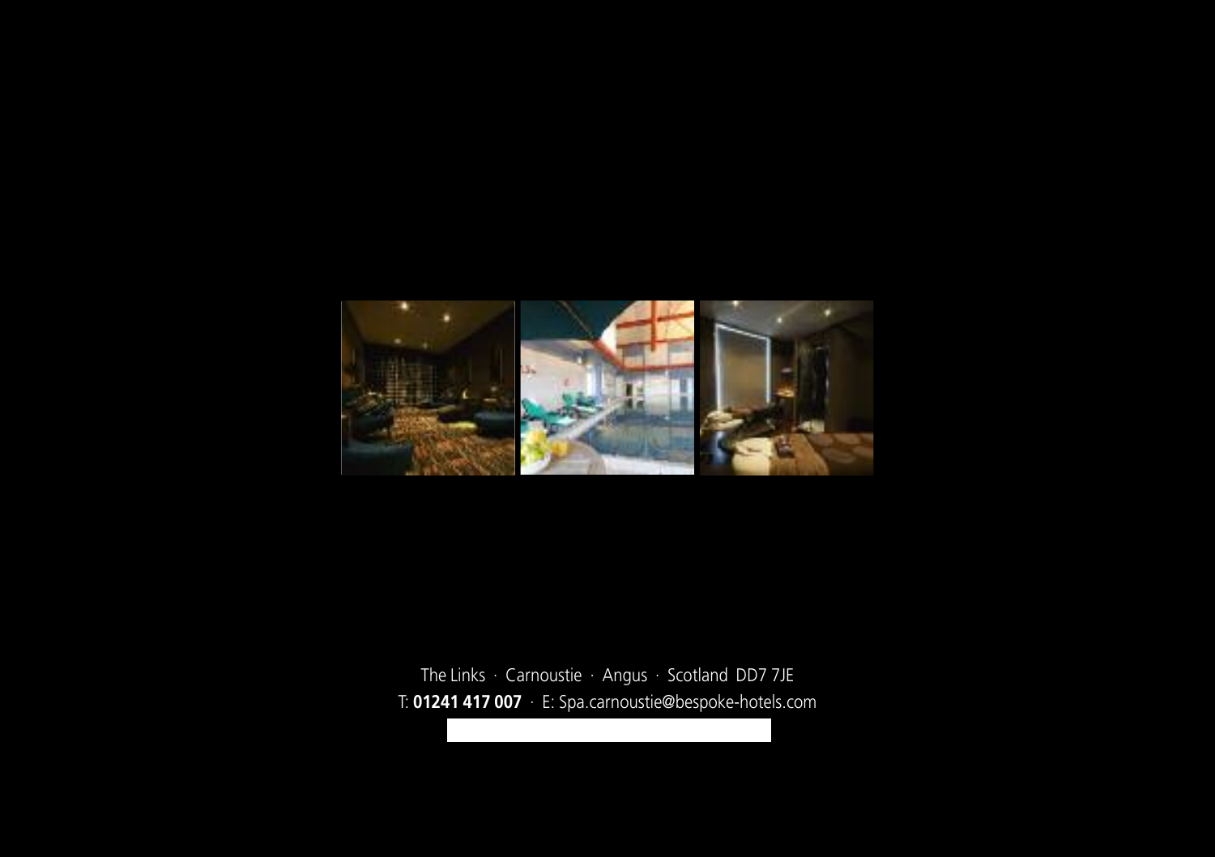The Links · Carnoustie · Angus · Scotland DD7 7JE

T: **01241 417 007** · E: Spa.carnoustie@bespoke-hotels.com